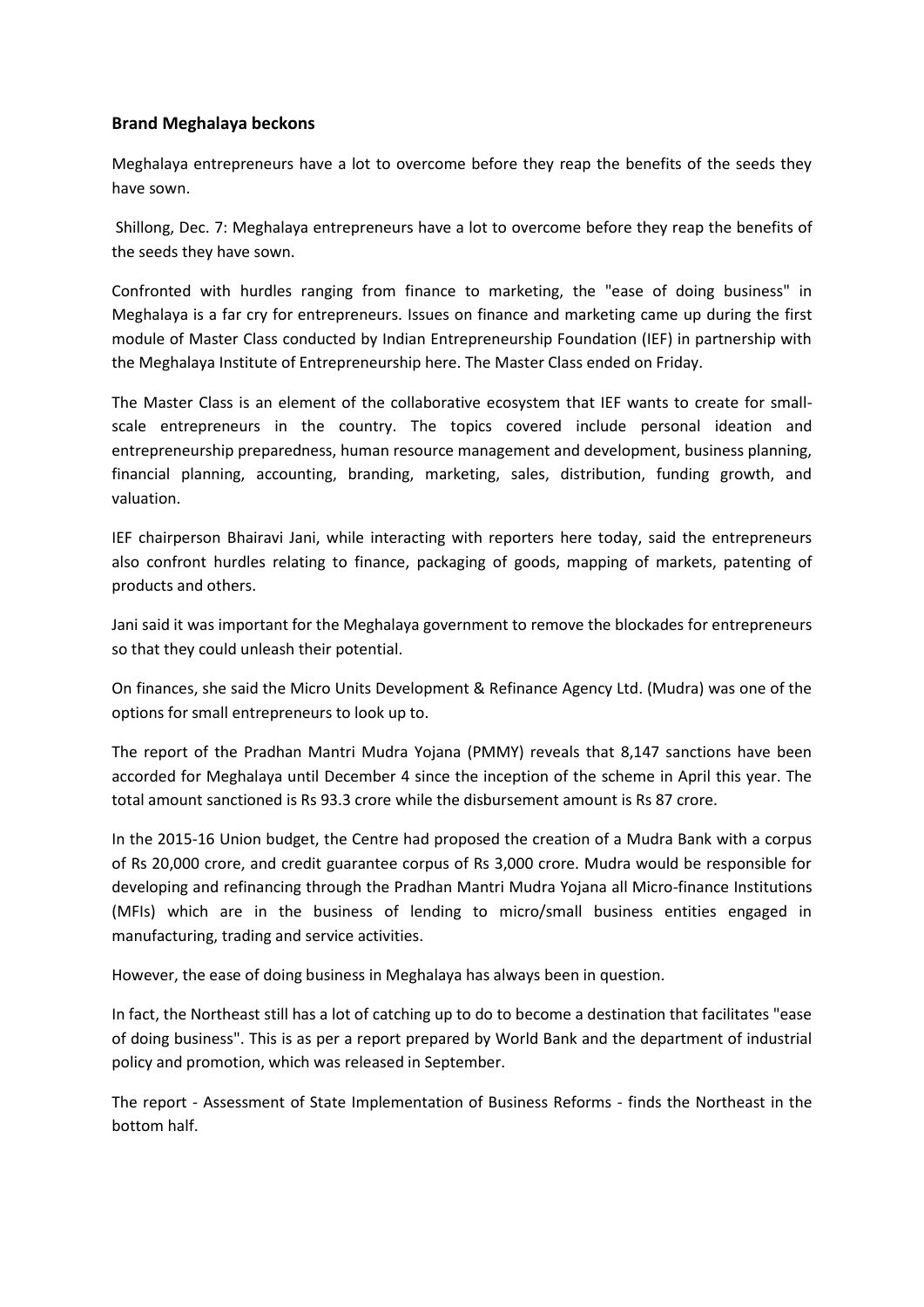**Brand Meghalaya beckons**

Meghalaya entrepreneurs have a lot to overcome before they reap the benefits of the seeds they have sown.

Shillong, Dec. 7: Meghalaya entrepreneurs have a lot to overcome before they reap the benefits of the seeds they have sown.

Confronted with hurdles ranging from finance to marketing, the "ease of doing business" in Meghalaya is a far cry for entrepreneurs. Issues on finance and marketing came up during the first module of Master Class conducted by Indian Entrepreneurship Foundation (IEF) in partnership with the Meghalaya Institute of Entrepreneurship here. The Master Class ended on Friday.

The Master Class is an element of the collaborative ecosystem that IEF wants to create for small-scale entrepreneurs in the country. The topics covered include personal ideation and entrepreneurship preparedness, human resource management and development, business planning, financial planning, accounting, branding, marketing, sales, distribution, funding growth, and valuation.

IEF chairperson Bhairavi Jani, while interacting with reporters here today, said the entrepreneurs also confront hurdles relating to finance, packaging of goods, mapping of markets, patenting of products and others.

Jani said it was important for the Meghalaya government to remove the blockades for entrepreneurs so that they could unleash their potential.

On finances, she said the Micro Units Development & Refinance Agency Ltd. (Mudra) was one of the options for small entrepreneurs to look up to.

The report of the Pradhan Mantri Mudra Yojana (PMMY) reveals that 8,147 sanctions have been accorded for Meghalaya until December 4 since the inception of the scheme in April this year. The total amount sanctioned is Rs 93.3 crore while the disbursement amount is Rs 87 crore.

In the 2015-16 Union budget, the Centre had proposed the creation of a Mudra Bank with a corpus of Rs 20,000 crore, and credit guarantee corpus of Rs 3,000 crore. Mudra would be responsible for developing and refinancing through the Pradhan Mantri Mudra Yojana all Micro-finance Institutions (MFIs) which are in the business of lending to micro/small business entities engaged in manufacturing, trading and service activities.

However, the ease of doing business in Meghalaya has always been in question.

In fact, the Northeast still has a lot of catching up to do to become a destination that facilitates "ease of doing business". This is as per a report prepared by World Bank and the department of industrial policy and promotion, which was released in September.

The report - Assessment of State Implementation of Business Reforms - finds the Northeast in the bottom half.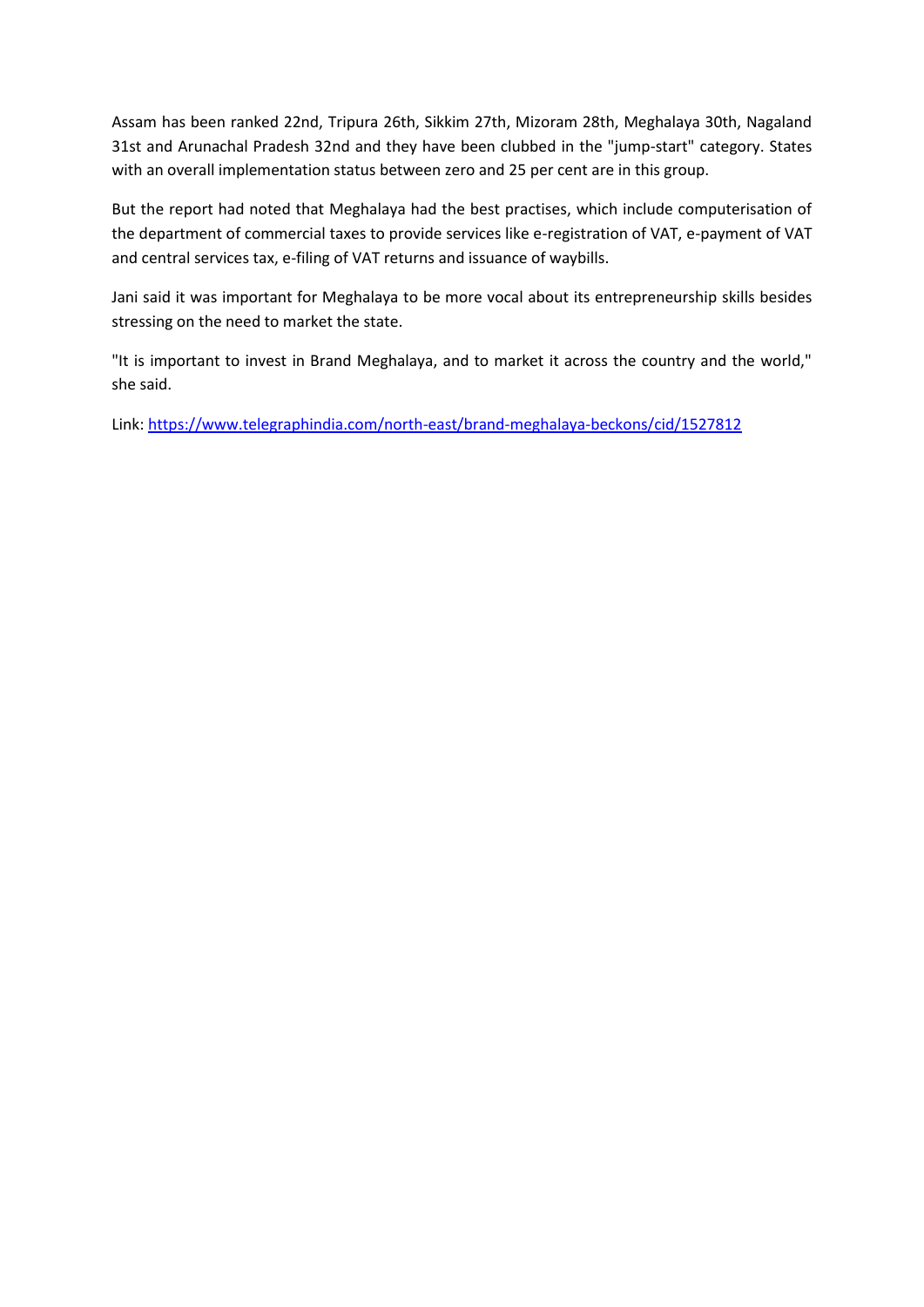Assam has been ranked 22nd, Tripura 26th, Sikkim 27th, Mizoram 28th, Meghalaya 30th, Nagaland 31st and Arunachal Pradesh 32nd and they have been clubbed in the "jump-start" category. States with an overall implementation status between zero and 25 per cent are in this group.

But the report had noted that Meghalaya had the best practises, which include computerisation of the department of commercial taxes to provide services like e-registration of VAT, e-payment of VAT and central services tax, e-filing of VAT returns and issuance of waybills.

Jani said it was important for Meghalaya to be more vocal about its entrepreneurship skills besides stressing on the need to market the state.

"It is important to invest in Brand Meghalaya, and to market it across the country and the world," she said.

Link: [https://www.telegraphindia.com/north-east/brand-meghalaya-beckons/cid/1527812](https://www.telegraphindia.com/north-east/brand-meghalaya-beckons/cid/1527812)